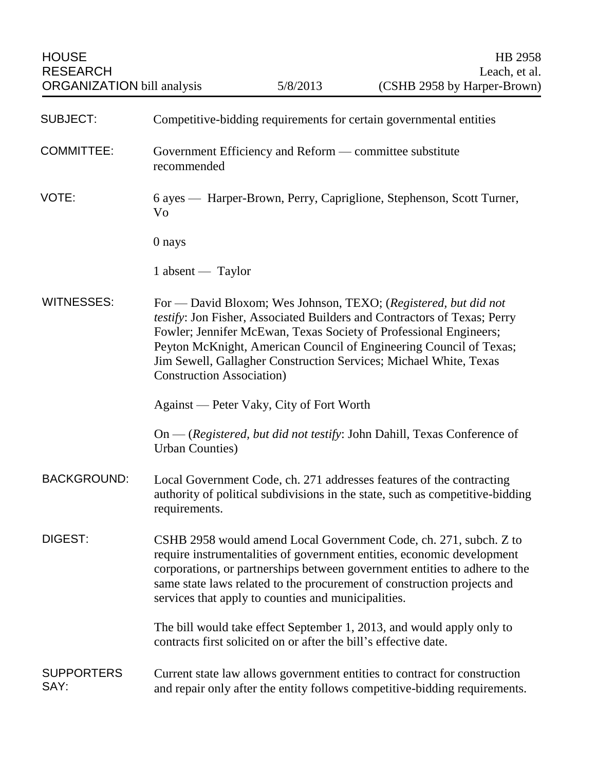HOUSE RESEARCH ORGANIZATION bill analysis | 5/8/2013 | HB 2958 Leach, et al. (CSHB 2958 by Harper-Brown)

**SUBJECT:** Competitive-bidding requirements for certain governmental entities

**COMMITTEE:** Government Efficiency and Reform — committee substitute recommended

**VOTE:** 6 ayes — Harper-Brown, Perry, Capriglione, Stephenson, Scott Turner, Vo

0 nays

1 absent — Taylor

**WITNESSES:** For — David Bloxom; Wes Johnson, TEXO; (*Registered, but did not testify*: Jon Fisher, Associated Builders and Contractors of Texas; Perry Fowler; Jennifer McEwan, Texas Society of Professional Engineers; Peyton McKnight, American Council of Engineering Council of Texas; Jim Sewell, Gallagher Construction Services; Michael White, Texas Construction Association)

Against — Peter Vaky, City of Fort Worth

On — (*Registered, but did not testify*: John Dahill, Texas Conference of Urban Counties)

**BACKGROUND:** Local Government Code, ch. 271 addresses features of the contracting authority of political subdivisions in the state, such as competitive-bidding requirements.

**DIGEST:** CSHB 2958 would amend Local Government Code, ch. 271, subch. Z to require instrumentalities of government entities, economic development corporations, or partnerships between government entities to adhere to the same state laws related to the procurement of construction projects and services that apply to counties and municipalities.

The bill would take effect September 1, 2013, and would apply only to contracts first solicited on or after the bill's effective date.

**SUPPORTERS SAY:** Current state law allows government entities to contract for construction and repair only after the entity follows competitive-bidding requirements.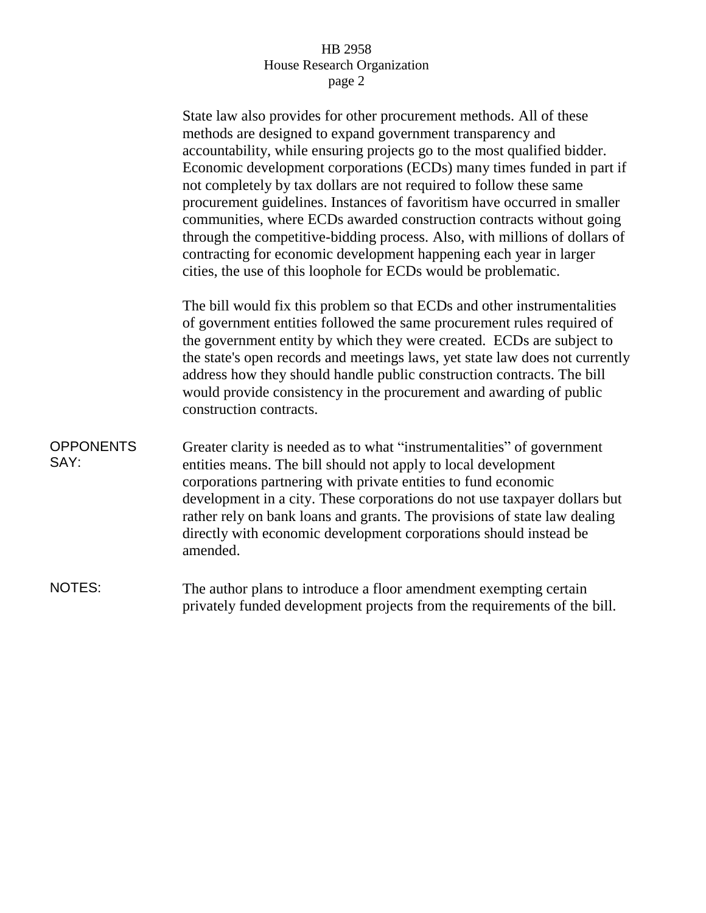State law also provides for other procurement methods. All of these methods are designed to expand government transparency and accountability, while ensuring projects go to the most qualified bidder. Economic development corporations (ECDs) many times funded in part if not completely by tax dollars are not required to follow these same procurement guidelines. Instances of favoritism have occurred in smaller communities, where ECDs awarded construction contracts without going through the competitive-bidding process. Also, with millions of dollars of contracting for economic development happening each year in larger cities, the use of this loophole for ECDs would be problematic.

The bill would fix this problem so that ECDs and other instrumentalities of government entities followed the same procurement rules required of the government entity by which they were created. ECDs are subject to the state's open records and meetings laws, yet state law does not currently address how they should handle public construction contracts. The bill would provide consistency in the procurement and awarding of public construction contracts.

**OPPONENTS SAY:**

Greater clarity is needed as to what "instrumentalities" of government entities means. The bill should not apply to local development corporations partnering with private entities to fund economic development in a city. These corporations do not use taxpayer dollars but rather rely on bank loans and grants. The provisions of state law dealing directly with economic development corporations should instead be amended.

**NOTES:**

The author plans to introduce a floor amendment exempting certain privately funded development projects from the requirements of the bill.